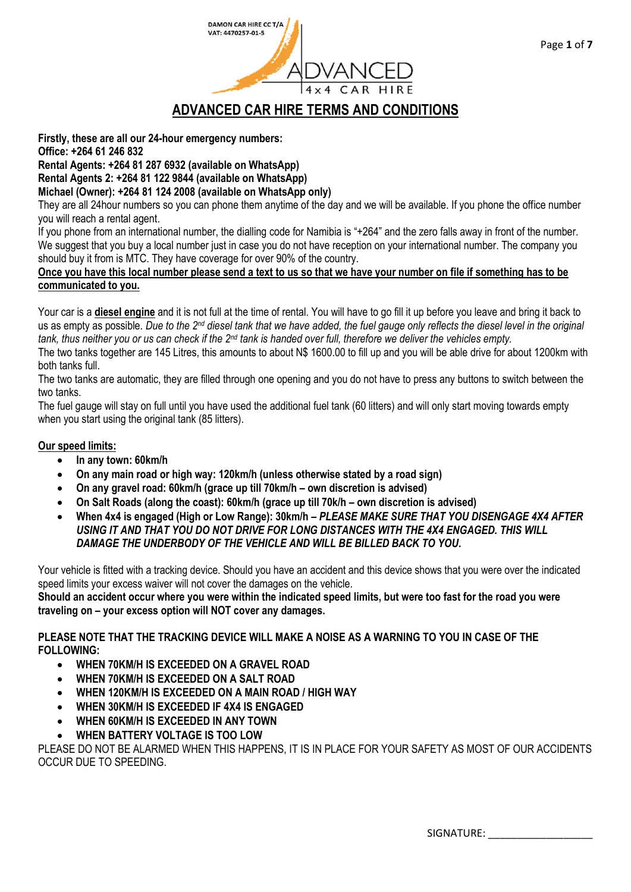DAMON CAR HIRE CC T/A
VAT: 4470257-01-5

ADVANCED 4x4 CAR HIRE

# ADVANCED CAR HIRE TERMS AND CONDITIONS

**Firstly, these are all our 24-hour emergency numbers:**
**Office: +264 61 246 832**
**Rental Agents: +264 81 287 6932 (available on WhatsApp)**
**Rental Agents 2: +264 81 122 9844 (available on WhatsApp)**
**Michael (Owner): +264 81 124 2008 (available on WhatsApp only)**

They are all 24hour numbers so you can phone them anytime of the day and we will be available. If you phone the office number you will reach a rental agent.

If you phone from an international number, the dialling code for Namibia is "+264" and the zero falls away in front of the number. We suggest that you buy a local number just in case you do not have reception on your international number. The company you should buy it from is MTC. They have coverage for over 90% of the country.

**Once you have this local number please send a text to us so that we have your number on file if something has to be communicated to you.**

Your car is a **diesel engine** and it is not full at the time of rental. You will have to go fill it up before you leave and bring it back to us as empty as possible. *Due to the 2nd diesel tank that we have added, the fuel gauge only reflects the diesel level in the original tank, thus neither you or us can check if the 2nd tank is handed over full, therefore we deliver the vehicles empty.*

The two tanks together are 145 Litres, this amounts to about N$ 1600.00 to fill up and you will be able drive for about 1200km with both tanks full.

The two tanks are automatic, they are filled through one opening and you do not have to press any buttons to switch between the two tanks.

The fuel gauge will stay on full until you have used the additional fuel tank (60 litters) and will only start moving towards empty when you start using the original tank (85 litters).

**Our speed limits:**

- **In any town: 60km/h**
- **On any main road or high way: 120km/h (unless otherwise stated by a road sign)**
- **On any gravel road: 60km/h (grace up till 70km/h – own discretion is advised)**
- **On Salt Roads (along the coast): 60km/h (grace up till 70k/h – own discretion is advised)**
- **When 4x4 is engaged (High or Low Range): 30km/h – *PLEASE MAKE SURE THAT YOU DISENGAGE 4X4 AFTER USING IT AND THAT YOU DO NOT DRIVE FOR LONG DISTANCES WITH THE 4X4 ENGAGED. THIS WILL DAMAGE THE UNDERBODY OF THE VEHICLE AND WILL BE BILLED BACK TO YOU.***

Your vehicle is fitted with a tracking device. Should you have an accident and this device shows that you were over the indicated speed limits your excess waiver will not cover the damages on the vehicle.

**Should an accident occur where you were within the indicated speed limits, but were too fast for the road you were traveling on – your excess option will NOT cover any damages.**

**PLEASE NOTE THAT THE TRACKING DEVICE WILL MAKE A NOISE AS A WARNING TO YOU IN CASE OF THE FOLLOWING:**

- **WHEN 70KM/H IS EXCEEDED ON A GRAVEL ROAD**
- **WHEN 70KM/H IS EXCEEDED ON A SALT ROAD**
- **WHEN 120KM/H IS EXCEEDED ON A MAIN ROAD / HIGH WAY**
- **WHEN 30KM/H IS EXCEEDED IF 4X4 IS ENGAGED**
- **WHEN 60KM/H IS EXCEEDED IN ANY TOWN**
- **WHEN BATTERY VOLTAGE IS TOO LOW**

PLEASE DO NOT BE ALARMED WHEN THIS HAPPENS, IT IS IN PLACE FOR YOUR SAFETY AS MOST OF OUR ACCIDENTS OCCUR DUE TO SPEEDING.

SIGNATURE: ___________________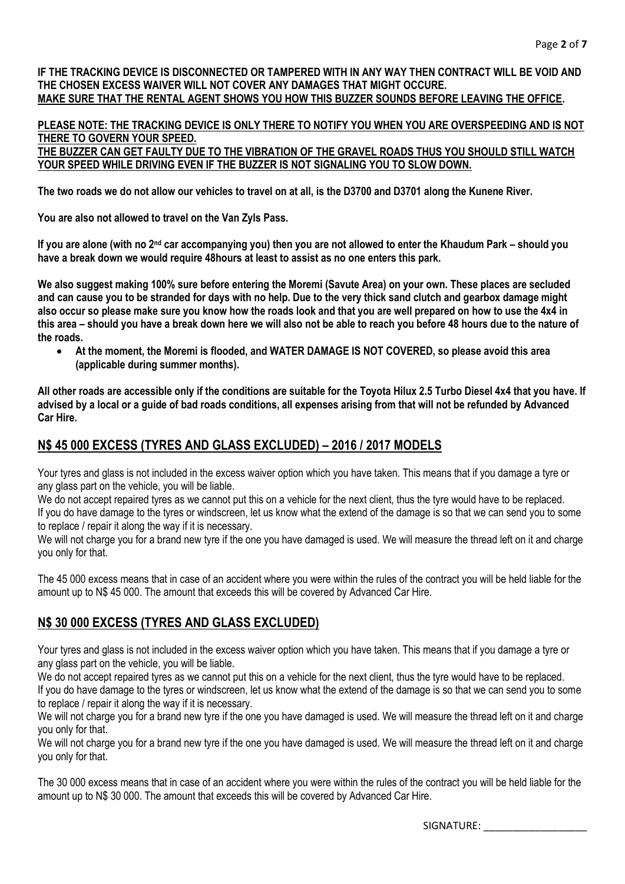**IF THE TRACKING DEVICE IS DISCONNECTED OR TAMPERED WITH IN ANY WAY THEN CONTRACT WILL BE VOID AND THE CHOSEN EXCESS WAIVER WILL NOT COVER ANY DAMAGES THAT MIGHT OCCURE.**
**<u>MAKE SURE THAT THE RENTAL AGENT SHOWS YOU HOW THIS BUZZER SOUNDS BEFORE LEAVING THE OFFICE</u>.**

**<u>PLEASE NOTE: THE TRACKING DEVICE IS ONLY THERE TO NOTIFY YOU WHEN YOU ARE OVERSPEEDING AND IS NOT THERE TO GOVERN YOUR SPEED.</u>**
**<u>THE BUZZER CAN GET FAULTY DUE TO THE VIBRATION OF THE GRAVEL ROADS THUS YOU SHOULD STILL WATCH YOUR SPEED WHILE DRIVING EVEN IF THE BUZZER IS NOT SIGNALING YOU TO SLOW DOWN.</u>**

**The two roads we do not allow our vehicles to travel on at all, is the D3700 and D3701 along the Kunene River.**

**You are also not allowed to travel on the Van Zyls Pass.**

**If you are alone (with no 2nd car accompanying you) then you are not allowed to enter the Khaudum Park – should you have a break down we would require 48hours at least to assist as no one enters this park.**

**We also suggest making 100% sure before entering the Moremi (Savute Area) on your own. These places are secluded and can cause you to be stranded for days with no help. Due to the very thick sand clutch and gearbox damage might also occur so please make sure you know how the roads look and that you are well prepared on how to use the 4x4 in this area – should you have a break down here we will also not be able to reach you before 48 hours due to the nature of the roads.**

- **At the moment, the Moremi is flooded, and WATER DAMAGE IS NOT COVERED, so please avoid this area (applicable during summer months).**

**All other roads are accessible only if the conditions are suitable for the Toyota Hilux 2.5 Turbo Diesel 4x4 that you have. If advised by a local or a guide of bad roads conditions, all expenses arising from that will not be refunded by Advanced Car Hire.**

## <u>N$ 45 000 EXCESS (TYRES AND GLASS EXCLUDED) – 2016 / 2017 MODELS</u>

Your tyres and glass is not included in the excess waiver option which you have taken. This means that if you damage a tyre or any glass part on the vehicle, you will be liable.
We do not accept repaired tyres as we cannot put this on a vehicle for the next client, thus the tyre would have to be replaced.
If you do have damage to the tyres or windscreen, let us know what the extend of the damage is so that we can send you to some to replace / repair it along the way if it is necessary.
We will not charge you for a brand new tyre if the one you have damaged is used. We will measure the thread left on it and charge you only for that.

The 45 000 excess means that in case of an accident where you were within the rules of the contract you will be held liable for the amount up to N$ 45 000. The amount that exceeds this will be covered by Advanced Car Hire.

## <u>N$ 30 000 EXCESS (TYRES AND GLASS EXCLUDED)</u>

Your tyres and glass is not included in the excess waiver option which you have taken. This means that if you damage a tyre or any glass part on the vehicle, you will be liable.
We do not accept repaired tyres as we cannot put this on a vehicle for the next client, thus the tyre would have to be replaced.
If you do have damage to the tyres or windscreen, let us know what the extend of the damage is so that we can send you to some to replace / repair it along the way if it is necessary.
We will not charge you for a brand new tyre if the one you have damaged is used. We will measure the thread left on it and charge you only for that.
We will not charge you for a brand new tyre if the one you have damaged is used. We will measure the thread left on it and charge you only for that.

The 30 000 excess means that in case of an accident where you were within the rules of the contract you will be held liable for the amount up to N$ 30 000. The amount that exceeds this will be covered by Advanced Car Hire.

SIGNATURE: ___________________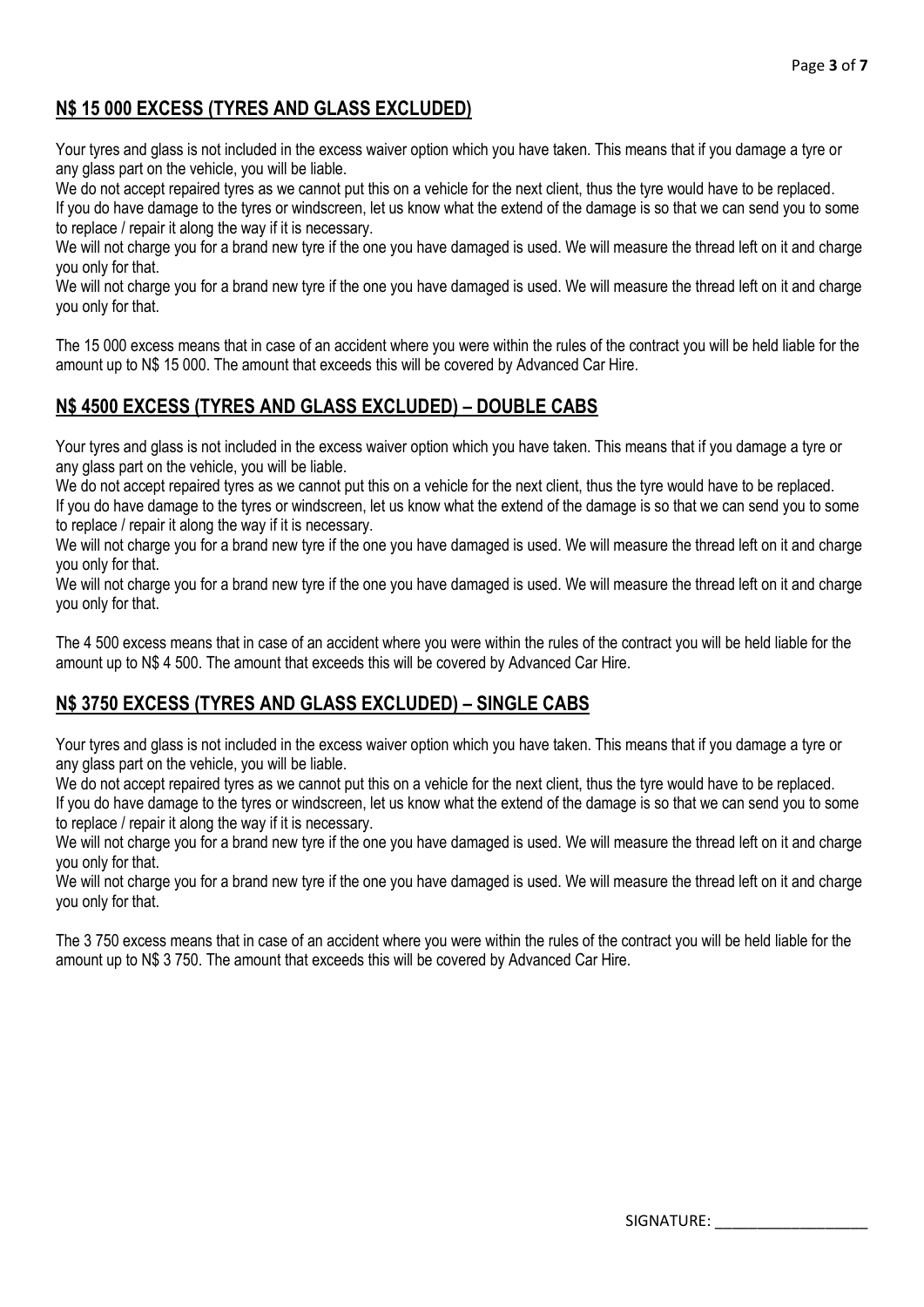## N$ 15 000 EXCESS (TYRES AND GLASS EXCLUDED)

Your tyres and glass is not included in the excess waiver option which you have taken. This means that if you damage a tyre or any glass part on the vehicle, you will be liable.
We do not accept repaired tyres as we cannot put this on a vehicle for the next client, thus the tyre would have to be replaced.
If you do have damage to the tyres or windscreen, let us know what the extend of the damage is so that we can send you to some to replace / repair it along the way if it is necessary.
We will not charge you for a brand new tyre if the one you have damaged is used. We will measure the thread left on it and charge you only for that.
We will not charge you for a brand new tyre if the one you have damaged is used. We will measure the thread left on it and charge you only for that.

The 15 000 excess means that in case of an accident where you were within the rules of the contract you will be held liable for the amount up to N$ 15 000. The amount that exceeds this will be covered by Advanced Car Hire.

## N$ 4500 EXCESS (TYRES AND GLASS EXCLUDED) – DOUBLE CABS

Your tyres and glass is not included in the excess waiver option which you have taken. This means that if you damage a tyre or any glass part on the vehicle, you will be liable.
We do not accept repaired tyres as we cannot put this on a vehicle for the next client, thus the tyre would have to be replaced.
If you do have damage to the tyres or windscreen, let us know what the extend of the damage is so that we can send you to some to replace / repair it along the way if it is necessary.
We will not charge you for a brand new tyre if the one you have damaged is used. We will measure the thread left on it and charge you only for that.
We will not charge you for a brand new tyre if the one you have damaged is used. We will measure the thread left on it and charge you only for that.

The 4 500 excess means that in case of an accident where you were within the rules of the contract you will be held liable for the amount up to N$ 4 500. The amount that exceeds this will be covered by Advanced Car Hire.

## N$ 3750 EXCESS (TYRES AND GLASS EXCLUDED) – SINGLE CABS

Your tyres and glass is not included in the excess waiver option which you have taken. This means that if you damage a tyre or any glass part on the vehicle, you will be liable.
We do not accept repaired tyres as we cannot put this on a vehicle for the next client, thus the tyre would have to be replaced.
If you do have damage to the tyres or windscreen, let us know what the extend of the damage is so that we can send you to some to replace / repair it along the way if it is necessary.
We will not charge you for a brand new tyre if the one you have damaged is used. We will measure the thread left on it and charge you only for that.
We will not charge you for a brand new tyre if the one you have damaged is used. We will measure the thread left on it and charge you only for that.

The 3 750 excess means that in case of an accident where you were within the rules of the contract you will be held liable for the amount up to N$ 3 750. The amount that exceeds this will be covered by Advanced Car Hire.

SIGNATURE: ___________________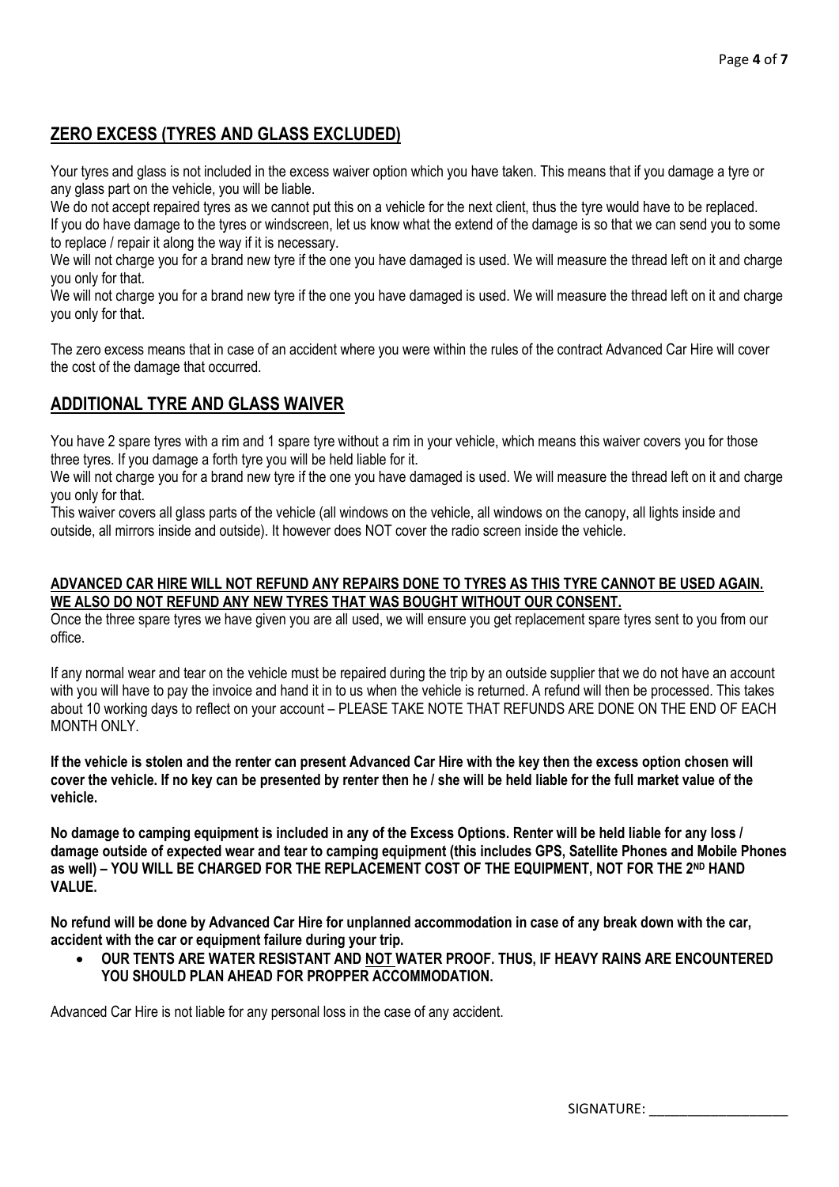## ZERO EXCESS (TYRES AND GLASS EXCLUDED)

Your tyres and glass is not included in the excess waiver option which you have taken. This means that if you damage a tyre or any glass part on the vehicle, you will be liable.

We do not accept repaired tyres as we cannot put this on a vehicle for the next client, thus the tyre would have to be replaced.

If you do have damage to the tyres or windscreen, let us know what the extend of the damage is so that we can send you to some to replace / repair it along the way if it is necessary.

We will not charge you for a brand new tyre if the one you have damaged is used. We will measure the thread left on it and charge you only for that.

We will not charge you for a brand new tyre if the one you have damaged is used. We will measure the thread left on it and charge you only for that.

The zero excess means that in case of an accident where you were within the rules of the contract Advanced Car Hire will cover the cost of the damage that occurred.

## ADDITIONAL TYRE AND GLASS WAIVER

You have 2 spare tyres with a rim and 1 spare tyre without a rim in your vehicle, which means this waiver covers you for those three tyres. If you damage a forth tyre you will be held liable for it.

We will not charge you for a brand new tyre if the one you have damaged is used. We will measure the thread left on it and charge you only for that.

This waiver covers all glass parts of the vehicle (all windows on the vehicle, all windows on the canopy, all lights inside and outside, all mirrors inside and outside). It however does NOT cover the radio screen inside the vehicle.

**ADVANCED CAR HIRE WILL NOT REFUND ANY REPAIRS DONE TO TYRES AS THIS TYRE CANNOT BE USED AGAIN. WE ALSO DO NOT REFUND ANY NEW TYRES THAT WAS BOUGHT WITHOUT OUR CONSENT.**

Once the three spare tyres we have given you are all used, we will ensure you get replacement spare tyres sent to you from our office.

If any normal wear and tear on the vehicle must be repaired during the trip by an outside supplier that we do not have an account with you will have to pay the invoice and hand it in to us when the vehicle is returned. A refund will then be processed. This takes about 10 working days to reflect on your account – PLEASE TAKE NOTE THAT REFUNDS ARE DONE ON THE END OF EACH MONTH ONLY.

**If the vehicle is stolen and the renter can present Advanced Car Hire with the key then the excess option chosen will cover the vehicle. If no key can be presented by renter then he / she will be held liable for the full market value of the vehicle.**

**No damage to camping equipment is included in any of the Excess Options. Renter will be held liable for any loss / damage outside of expected wear and tear to camping equipment (this includes GPS, Satellite Phones and Mobile Phones as well) – YOU WILL BE CHARGED FOR THE REPLACEMENT COST OF THE EQUIPMENT, NOT FOR THE 2ND HAND VALUE.**

**No refund will be done by Advanced Car Hire for unplanned accommodation in case of any break down with the car, accident with the car or equipment failure during your trip.**

- **OUR TENTS ARE WATER RESISTANT AND NOT WATER PROOF. THUS, IF HEAVY RAINS ARE ENCOUNTERED YOU SHOULD PLAN AHEAD FOR PROPPER ACCOMMODATION.**

Advanced Car Hire is not liable for any personal loss in the case of any accident.

SIGNATURE: ___________________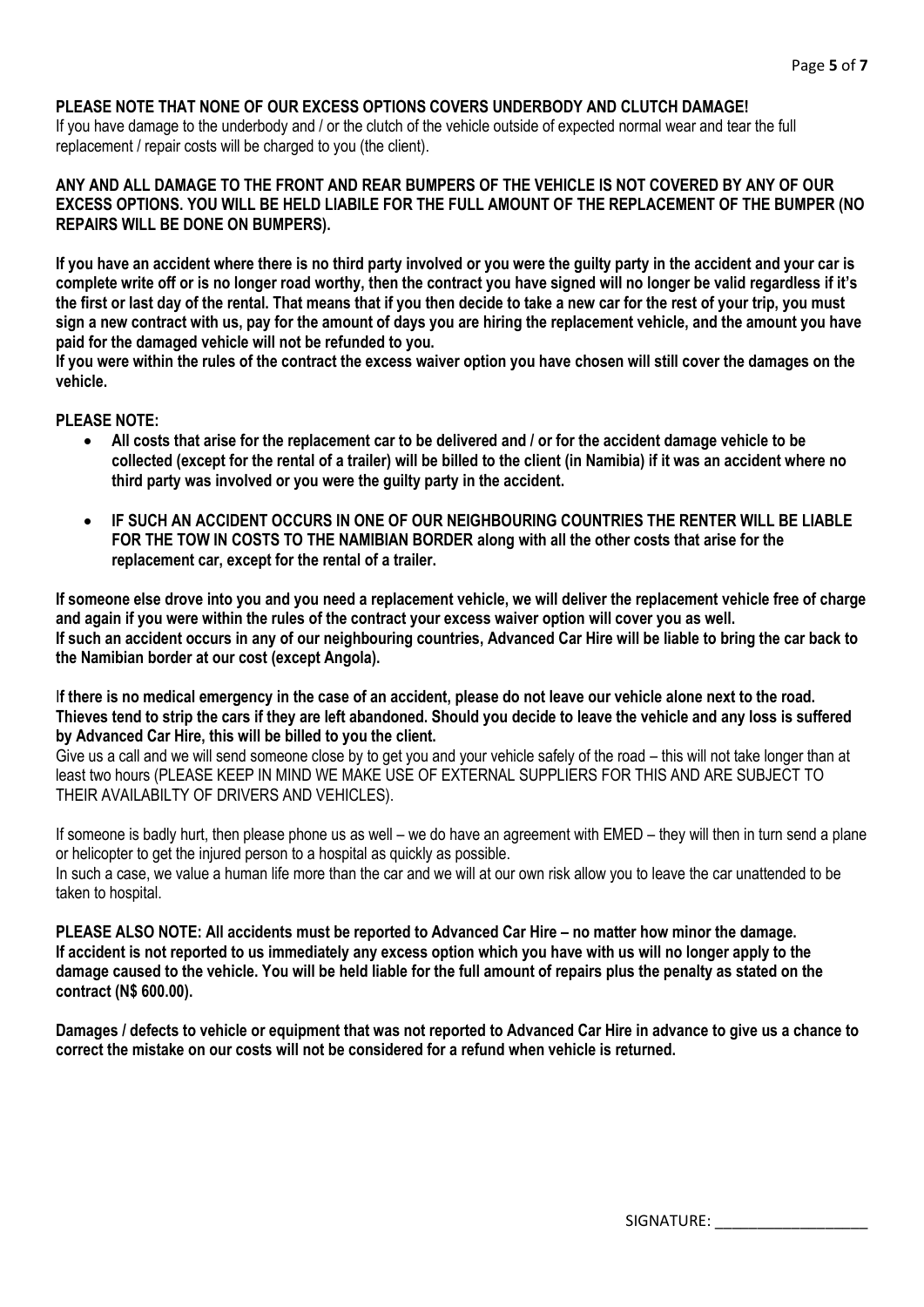**PLEASE NOTE THAT NONE OF OUR EXCESS OPTIONS COVERS UNDERBODY AND CLUTCH DAMAGE!**
If you have damage to the underbody and / or the clutch of the vehicle outside of expected normal wear and tear the full replacement / repair costs will be charged to you (the client).

**ANY AND ALL DAMAGE TO THE FRONT AND REAR BUMPERS OF THE VEHICLE IS NOT COVERED BY ANY OF OUR EXCESS OPTIONS. YOU WILL BE HELD LIABILE FOR THE FULL AMOUNT OF THE REPLACEMENT OF THE BUMPER (NO REPAIRS WILL BE DONE ON BUMPERS).**

**If you have an accident where there is no third party involved or you were the guilty party in the accident and your car is complete write off or is no longer road worthy, then the contract you have signed will no longer be valid regardless if it's the first or last day of the rental. That means that if you then decide to take a new car for the rest of your trip, you must sign a new contract with us, pay for the amount of days you are hiring the replacement vehicle, and the amount you have paid for the damaged vehicle will not be refunded to you.**
**If you were within the rules of the contract the excess waiver option you have chosen will still cover the damages on the vehicle.**

**PLEASE NOTE:**

- **All costs that arise for the replacement car to be delivered and / or for the accident damage vehicle to be collected (except for the rental of a trailer) will be billed to the client (in Namibia) if it was an accident where no third party was involved or you were the guilty party in the accident.**
- **IF SUCH AN ACCIDENT OCCURS IN ONE OF OUR NEIGHBOURING COUNTRIES THE RENTER WILL BE LIABLE FOR THE TOW IN COSTS TO THE NAMIBIAN BORDER along with all the other costs that arise for the replacement car, except for the rental of a trailer.**

**If someone else drove into you and you need a replacement vehicle, we will deliver the replacement vehicle free of charge and again if you were within the rules of the contract your excess waiver option will cover you as well.**
**If such an accident occurs in any of our neighbouring countries, Advanced Car Hire will be liable to bring the car back to the Namibian border at our cost (except Angola).**

**If there is no medical emergency in the case of an accident, please do not leave our vehicle alone next to the road. Thieves tend to strip the cars if they are left abandoned. Should you decide to leave the vehicle and any loss is suffered by Advanced Car Hire, this will be billed to you the client.**
Give us a call and we will send someone close by to get you and your vehicle safely of the road – this will not take longer than at least two hours (PLEASE KEEP IN MIND WE MAKE USE OF EXTERNAL SUPPLIERS FOR THIS AND ARE SUBJECT TO THEIR AVAILABILTY OF DRIVERS AND VEHICLES).

If someone is badly hurt, then please phone us as well – we do have an agreement with EMED – they will then in turn send a plane or helicopter to get the injured person to a hospital as quickly as possible.
In such a case, we value a human life more than the car and we will at our own risk allow you to leave the car unattended to be taken to hospital.

**PLEASE ALSO NOTE: All accidents must be reported to Advanced Car Hire – no matter how minor the damage. If accident is not reported to us immediately any excess option which you have with us will no longer apply to the damage caused to the vehicle. You will be held liable for the full amount of repairs plus the penalty as stated on the contract (N$ 600.00).**

**Damages / defects to vehicle or equipment that was not reported to Advanced Car Hire in advance to give us a chance to correct the mistake on our costs will not be considered for a refund when vehicle is returned.**

SIGNATURE: ___________________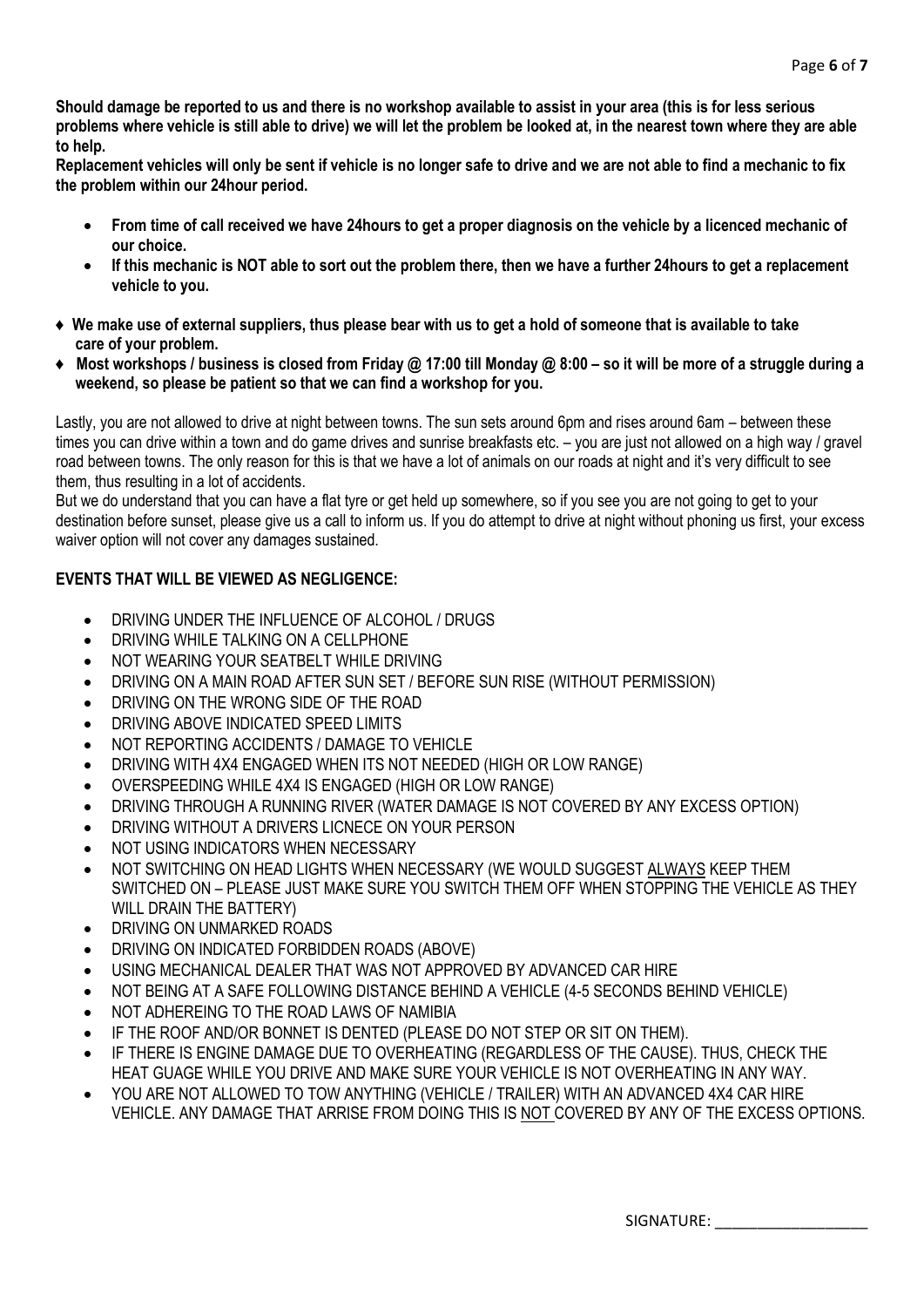**Should damage be reported to us and there is no workshop available to assist in your area (this is for less serious problems where vehicle is still able to drive) we will let the problem be looked at, in the nearest town where they are able to help.**

**Replacement vehicles will only be sent if vehicle is no longer safe to drive and we are not able to find a mechanic to fix the problem within our 24hour period.**

- **From time of call received we have 24hours to get a proper diagnosis on the vehicle by a licenced mechanic of our choice.**
- **If this mechanic is NOT able to sort out the problem there, then we have a further 24hours to get a replacement vehicle to you.**

- ♦ **We make use of external suppliers, thus please bear with us to get a hold of someone that is available to take care of your problem.**
- ♦ **Most workshops / business is closed from Friday @ 17:00 till Monday @ 8:00 – so it will be more of a struggle during a weekend, so please be patient so that we can find a workshop for you.**

Lastly, you are not allowed to drive at night between towns. The sun sets around 6pm and rises around 6am – between these times you can drive within a town and do game drives and sunrise breakfasts etc. – you are just not allowed on a high way / gravel road between towns. The only reason for this is that we have a lot of animals on our roads at night and it's very difficult to see them, thus resulting in a lot of accidents.

But we do understand that you can have a flat tyre or get held up somewhere, so if you see you are not going to get to your destination before sunset, please give us a call to inform us. If you do attempt to drive at night without phoning us first, your excess waiver option will not cover any damages sustained.

**EVENTS THAT WILL BE VIEWED AS NEGLIGENCE:**

- DRIVING UNDER THE INFLUENCE OF ALCOHOL / DRUGS
- DRIVING WHILE TALKING ON A CELLPHONE
- NOT WEARING YOUR SEATBELT WHILE DRIVING
- DRIVING ON A MAIN ROAD AFTER SUN SET / BEFORE SUN RISE (WITHOUT PERMISSION)
- DRIVING ON THE WRONG SIDE OF THE ROAD
- DRIVING ABOVE INDICATED SPEED LIMITS
- NOT REPORTING ACCIDENTS / DAMAGE TO VEHICLE
- DRIVING WITH 4X4 ENGAGED WHEN ITS NOT NEEDED (HIGH OR LOW RANGE)
- OVERSPEEDING WHILE 4X4 IS ENGAGED (HIGH OR LOW RANGE)
- DRIVING THROUGH A RUNNING RIVER (WATER DAMAGE IS NOT COVERED BY ANY EXCESS OPTION)
- DRIVING WITHOUT A DRIVERS LICNECE ON YOUR PERSON
- NOT USING INDICATORS WHEN NECESSARY
- NOT SWITCHING ON HEAD LIGHTS WHEN NECESSARY (WE WOULD SUGGEST <u>ALWAYS</u> KEEP THEM SWITCHED ON – PLEASE JUST MAKE SURE YOU SWITCH THEM OFF WHEN STOPPING THE VEHICLE AS THEY WILL DRAIN THE BATTERY)
- DRIVING ON UNMARKED ROADS
- DRIVING ON INDICATED FORBIDDEN ROADS (ABOVE)
- USING MECHANICAL DEALER THAT WAS NOT APPROVED BY ADVANCED CAR HIRE
- NOT BEING AT A SAFE FOLLOWING DISTANCE BEHIND A VEHICLE (4-5 SECONDS BEHIND VEHICLE)
- NOT ADHEREING TO THE ROAD LAWS OF NAMIBIA
- IF THE ROOF AND/OR BONNET IS DENTED (PLEASE DO NOT STEP OR SIT ON THEM).
- IF THERE IS ENGINE DAMAGE DUE TO OVERHEATING (REGARDLESS OF THE CAUSE). THUS, CHECK THE HEAT GUAGE WHILE YOU DRIVE AND MAKE SURE YOUR VEHICLE IS NOT OVERHEATING IN ANY WAY.
- YOU ARE NOT ALLOWED TO TOW ANYTHING (VEHICLE / TRAILER) WITH AN ADVANCED 4X4 CAR HIRE VEHICLE. ANY DAMAGE THAT ARRISE FROM DOING THIS IS <u>NOT</u> COVERED BY ANY OF THE EXCESS OPTIONS.

SIGNATURE: ___________________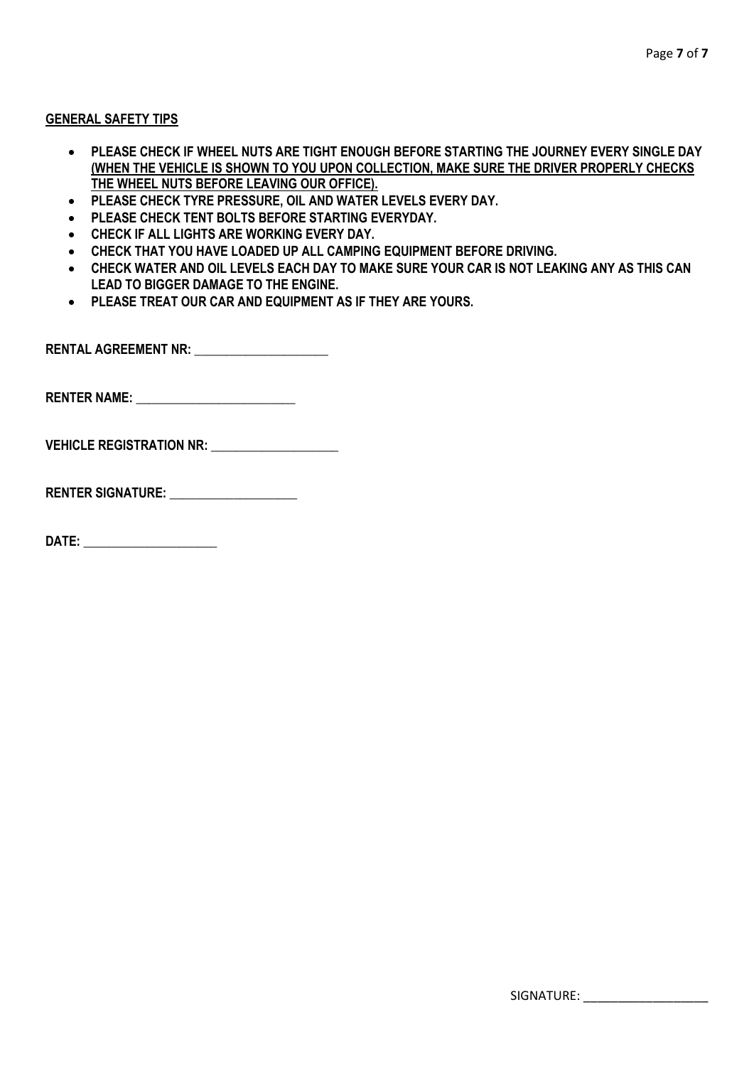**GENERAL SAFETY TIPS**

- **PLEASE CHECK IF WHEEL NUTS ARE TIGHT ENOUGH BEFORE STARTING THE JOURNEY EVERY SINGLE DAY (WHEN THE VEHICLE IS SHOWN TO YOU UPON COLLECTION, MAKE SURE THE DRIVER PROPERLY CHECKS THE WHEEL NUTS BEFORE LEAVING OUR OFFICE).**
- **PLEASE CHECK TYRE PRESSURE, OIL AND WATER LEVELS EVERY DAY.**
- **PLEASE CHECK TENT BOLTS BEFORE STARTING EVERYDAY.**
- **CHECK IF ALL LIGHTS ARE WORKING EVERY DAY.**
- **CHECK THAT YOU HAVE LOADED UP ALL CAMPING EQUIPMENT BEFORE DRIVING.**
- **CHECK WATER AND OIL LEVELS EACH DAY TO MAKE SURE YOUR CAR IS NOT LEAKING ANY AS THIS CAN LEAD TO BIGGER DAMAGE TO THE ENGINE.**
- **PLEASE TREAT OUR CAR AND EQUIPMENT AS IF THEY ARE YOURS.**

**RENTAL AGREEMENT NR:** ____________________

**RENTER NAME:** ________________________

**VEHICLE REGISTRATION NR:** ___________________

**RENTER SIGNATURE:** ___________________

**DATE:** ____________________

SIGNATURE: __________________